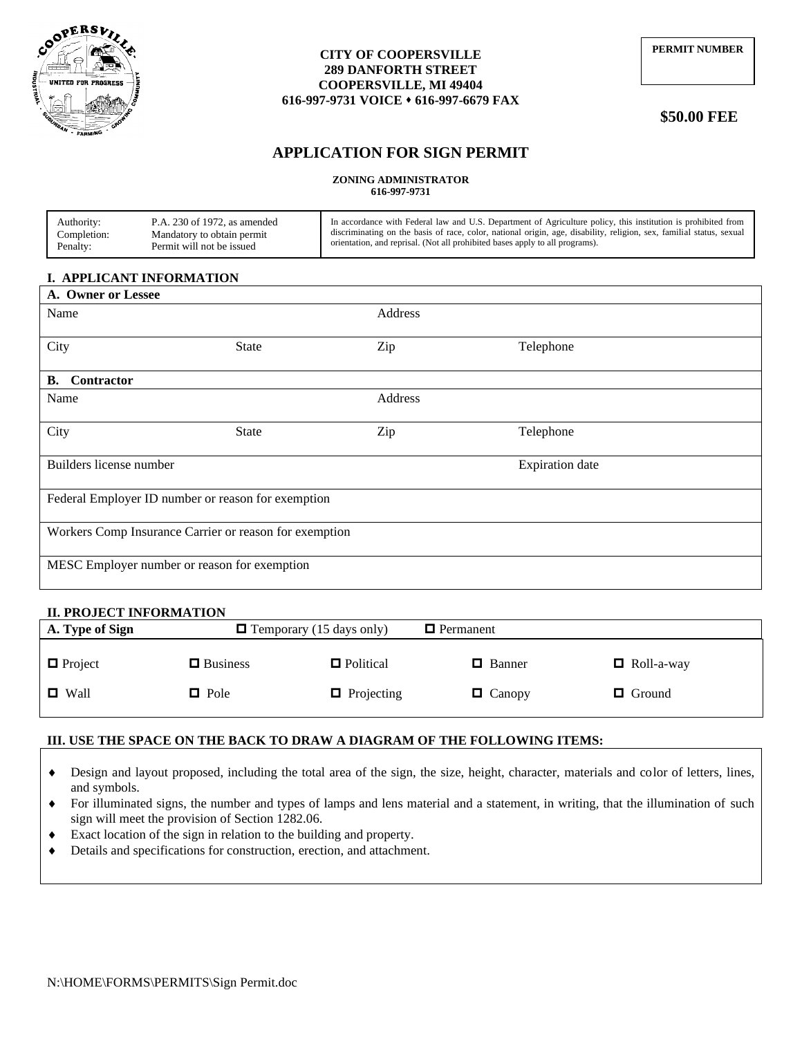**CITY OF COOPERSVILLE**
**289 DANFORTH STREET**
**COOPERSVILLE, MI 49404**
**616-997-9731 VOICE ♦ 616-997-6679 FAX**

**PERMIT NUMBER**

**$50.00 FEE**

# APPLICATION FOR SIGN PERMIT

**ZONING ADMINISTRATOR**
**616-997-9731**

| | | |
|---|---|---|
| Authority: | P.A. 230 of 1972, as amended | In accordance with Federal law and U.S. Department of Agriculture policy, this institution is prohibited from discriminating on the basis of race, color, national origin, age, disability, religion, sex, familial status, sexual orientation, and reprisal. (Not all prohibited bases apply to all programs). |
| Completion: | Mandatory to obtain permit | |
| Penalty: | Permit will not be issued | |

## I. APPLICANT INFORMATION

| | | | |
|---|---|---|---|
| **A. Owner or Lessee** | | | |
| Name | | Address | |
| City | State | Zip | Telephone |
| **B. Contractor** | | | |
| Name | | Address | |
| City | State | Zip | Telephone |
| Builders license number | | | Expiration date |
| Federal Employer ID number or reason for exemption | | | |
| Workers Comp Insurance Carrier or reason for exemption | | | |
| MESC Employer number or reason for exemption | | | |

## II. PROJECT INFORMATION

| | | | | |
|---|---|---|---|---|
| **A. Type of Sign** | ☐ Temporary (15 days only) | | ☐ Permanent | |
| ☐ Project | ☐ Business | ☐ Political | ☐ Banner | ☐ Roll-a-way |
| ☐ Wall | ☐ Pole | ☐ Projecting | ☐ Canopy | ☐ Ground |

## III. USE THE SPACE ON THE BACK TO DRAW A DIAGRAM OF THE FOLLOWING ITEMS:

- Design and layout proposed, including the total area of the sign, the size, height, character, materials and color of letters, lines, and symbols.
- For illuminated signs, the number and types of lamps and lens material and a statement, in writing, that the illumination of such sign will meet the provision of Section 1282.06.
- Exact location of the sign in relation to the building and property.
- Details and specifications for construction, erection, and attachment.

N:\HOME\FORMS\PERMITS\Sign Permit.doc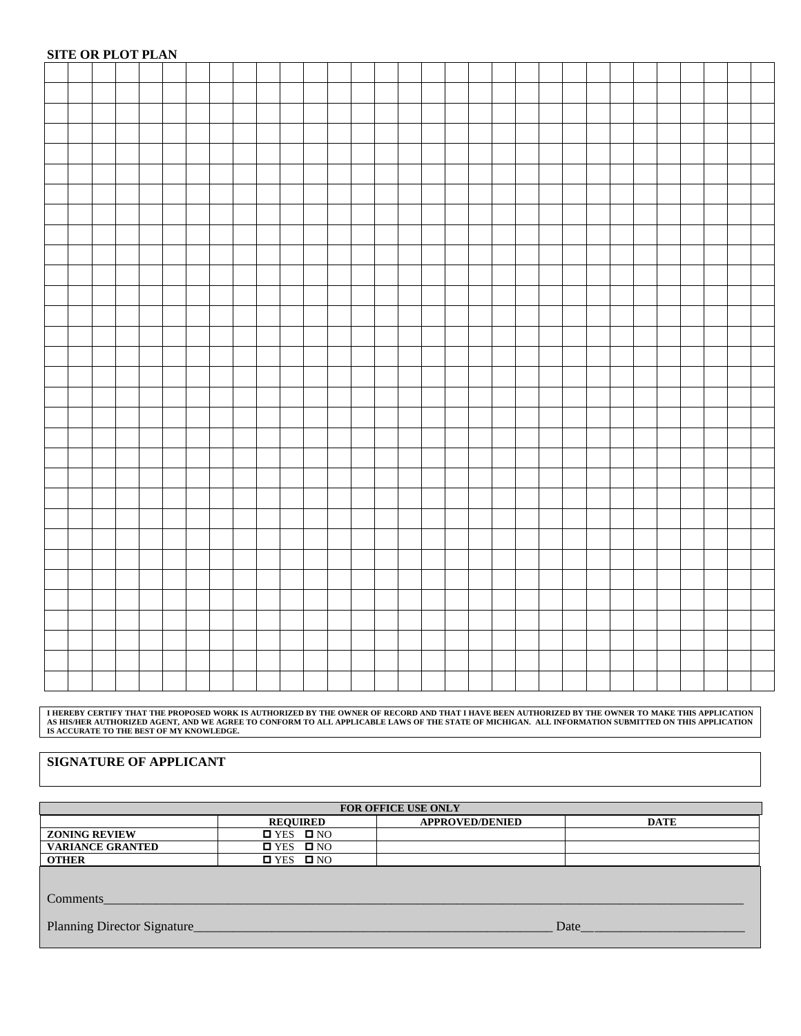**SITE OR PLOT PLAN**

I HEREBY CERTIFY THAT THE PROPOSED WORK IS AUTHORIZED BY THE OWNER OF RECORD AND THAT I HAVE BEEN AUTHORIZED BY THE OWNER TO MAKE THIS APPLICATION AS HIS/HER AUTHORIZED AGENT, AND WE AGREE TO CONFORM TO ALL APPLICABLE LAWS OF THE STATE OF MICHIGAN. ALL INFORMATION SUBMITTED ON THIS APPLICATION IS ACCURATE TO THE BEST OF MY KNOWLEDGE.

**SIGNATURE OF APPLICANT**

**FOR OFFICE USE ONLY**

| | REQUIRED | APPROVED/DENIED | DATE |
|---|---|---|---|
| ZONING REVIEW | ☐ YES ☐ NO | | |
| VARIANCE GRANTED | ☐ YES ☐ NO | | |
| OTHER | ☐ YES ☐ NO | | |

Comments_______________________________________________________________________________________

Planning Director Signature____________________________________________________ Date_______________________